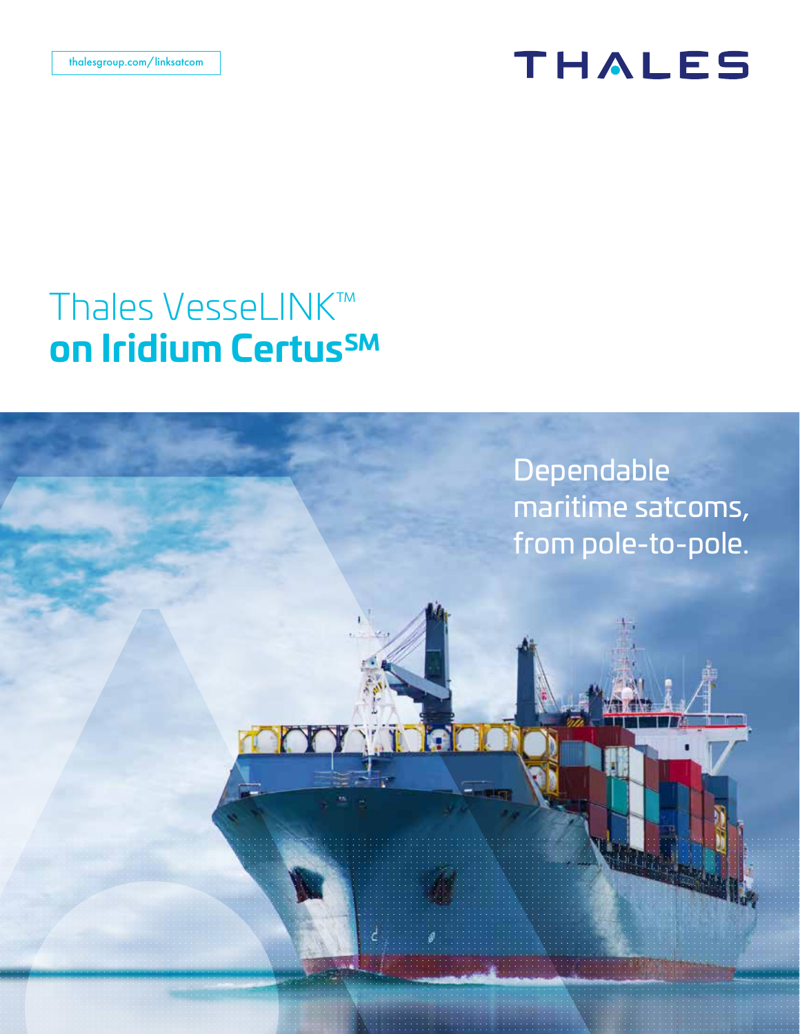thalesgroup.com/linksatcom

THALES

# Thales VesseLINK™ **on Iridium Certus℠**

Dependable maritime satcoms, from pole-to-pole.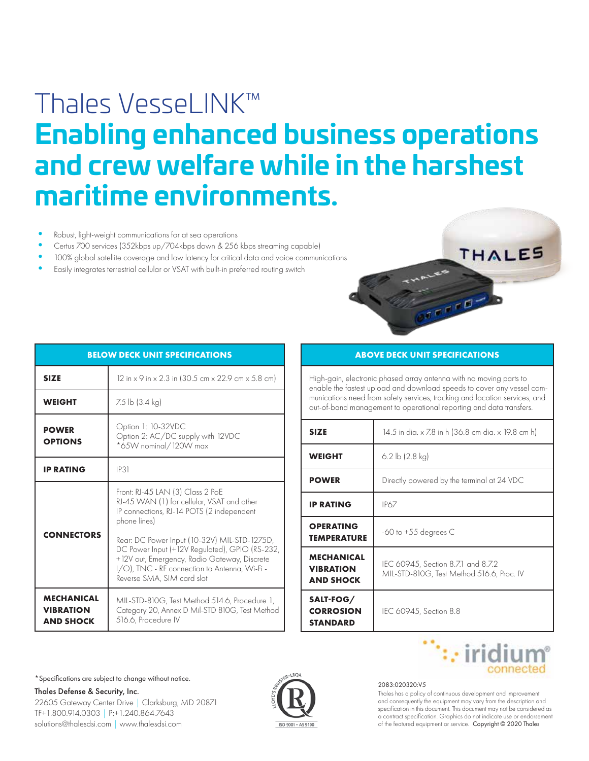# Thales VesseLINK™

## Enabling enhanced business operations and crew welfare while in the harshest maritime environments.

- Robust, light-weight communications for at sea operations
- Certus 700 services (352kbps up/704kbps down & 256 kbps streaming capable)
- 100% global satellite coverage and low latency for critical data and voice communications
- Easily integrates terrestrial cellular or VSAT with built-in preferred routing switch

| BELOW DECK UNIT SPECIFICATIONS | |
|---|---|
| **SIZE** | 12 in x 9 in x 2.3 in (30.5 cm x 22.9 cm x 5.8 cm) |
| **WEIGHT** | 7.5 lb (3.4 kg) |
| **POWER OPTIONS** | Option 1: 10-32VDC<br>Option 2: AC/DC supply with 12VDC<br>*65W nominal/120W max |
| **IP RATING** | IP31 |
| **CONNECTORS** | Front: RJ-45 LAN (3) Class 2 PoE<br>RJ-45 WAN (1) for cellular, VSAT and other IP connections, RJ-14 POTS (2 independent phone lines)<br><br>Rear: DC Power Input (10-32V) MIL-STD-1275D, DC Power Input (+12V Regulated), GPIO (RS-232, +12V out, Emergency, Radio Gateway, Discrete I/O), TNC - RF connection to Antenna, Wi-Fi - Reverse SMA, SIM card slot |
| **MECHANICAL VIBRATION AND SHOCK** | MIL-STD-810G, Test Method 514.6, Procedure 1, Category 20, Annex D Mil-STD 810G, Test Method 516.6, Procedure IV |

| ABOVE DECK UNIT SPECIFICATIONS | |
|---|---|
| High-gain, electronic phased array antenna with no moving parts to enable the fastest upload and download speeds to cover any vessel communications need from safety services, tracking and location services, and out-of-band management to operational reporting and data transfers. | |
| **SIZE** | 14.5 in dia. x 7.8 in h (36.8 cm dia. x 19.8 cm h) |
| **WEIGHT** | 6.2 lb (2.8 kg) |
| **POWER** | Directly powered by the terminal at 24 VDC |
| **IP RATING** | IP67 |
| **OPERATING TEMPERATURE** | -60 to +55 degrees C |
| **MECHANICAL VIBRATION AND SHOCK** | IEC 60945, Section 8.7.1 and 8.7.2<br>MIL-STD-810G, Test Method 516.6, Proc. IV |
| **SALT-FOG/ CORROSION STANDARD** | IEC 60945, Section 8.8 |

*Specifications are subject to change without notice.

Thales Defense & Security, Inc.
22605 Gateway Center Drive | Clarksburg, MD 20871
TF+1.800.914.0303 | P:+1.240.864.7643
solutions@thalesdsi.com | www.thalesdsi.com

LLOYD'S REGISTER LRQA
ISO 9001 • AS 9100

iridium connected

2083:020320:V5

Thales has a policy of continuous development and improvement and consequently the equipment may vary from the description and specification in this document. This document may not be considered as a contract specification. Graphics do not indicate use or endorsement of the featured equipment or service. Copyright © 2020 Thales